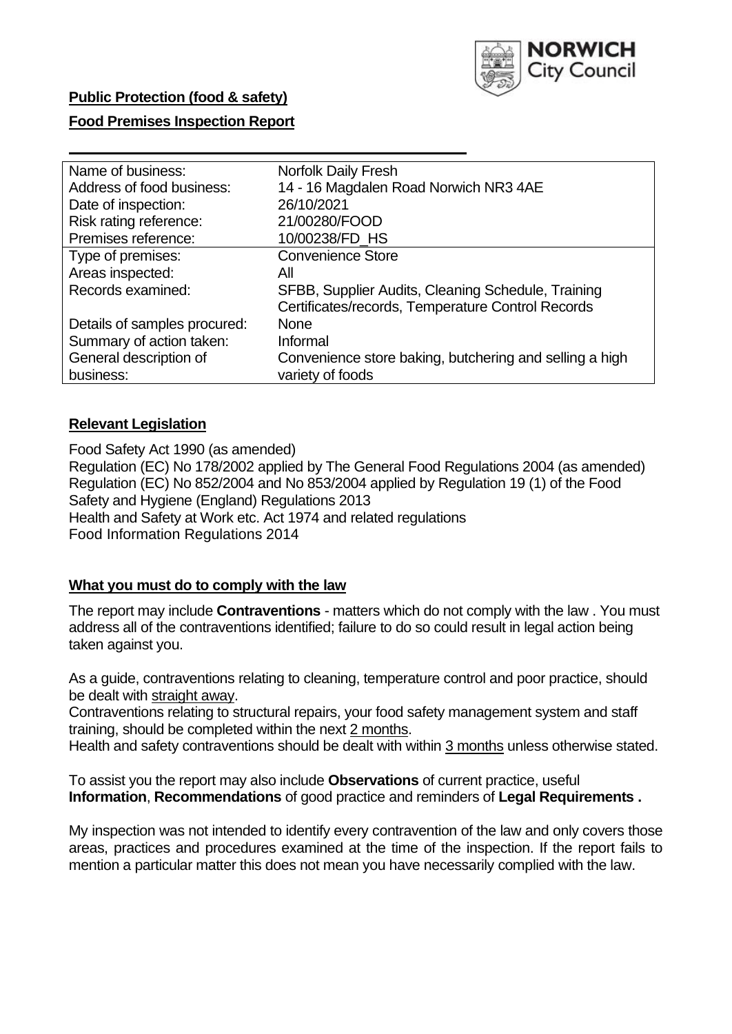**Public Protection (food & safety)**

**Food Premises Inspection Report**

| Name of business: | Norfolk Daily Fresh |
|---|---|
| Address of food business: | 14 - 16 Magdalen Road Norwich NR3 4AE |
| Date of inspection: | 26/10/2021 |
| Risk rating reference: | 21/00280/FOOD |
| Premises reference: | 10/00238/FD_HS |
| Type of premises: | Convenience Store |
| Areas inspected: | All |
| Records examined: | SFBB, Supplier Audits, Cleaning Schedule, Training Certificates/records, Temperature Control Records |
| Details of samples procured: | None |
| Summary of action taken: | Informal |
| General description of business: | Convenience store baking, butchering and selling a high variety of foods |

## **Relevant Legislation**

Food Safety Act 1990 (as amended)
Regulation (EC) No 178/2002 applied by The General Food Regulations 2004 (as amended)
Regulation (EC) No 852/2004 and No 853/2004 applied by Regulation 19 (1) of the Food Safety and Hygiene (England) Regulations 2013
Health and Safety at Work etc. Act 1974 and related regulations
Food Information Regulations 2014

## **What you must do to comply with the law**

The report may include **Contraventions** - matters which do not comply with the law . You must address all of the contraventions identified; failure to do so could result in legal action being taken against you.

As a guide, contraventions relating to cleaning, temperature control and poor practice, should be dealt with straight away.
Contraventions relating to structural repairs, your food safety management system and staff training, should be completed within the next 2 months.
Health and safety contraventions should be dealt with within 3 months unless otherwise stated.

To assist you the report may also include **Observations** of current practice, useful **Information**, **Recommendations** of good practice and reminders of **Legal Requirements .**

My inspection was not intended to identify every contravention of the law and only covers those areas, practices and procedures examined at the time of the inspection. If the report fails to mention a particular matter this does not mean you have necessarily complied with the law.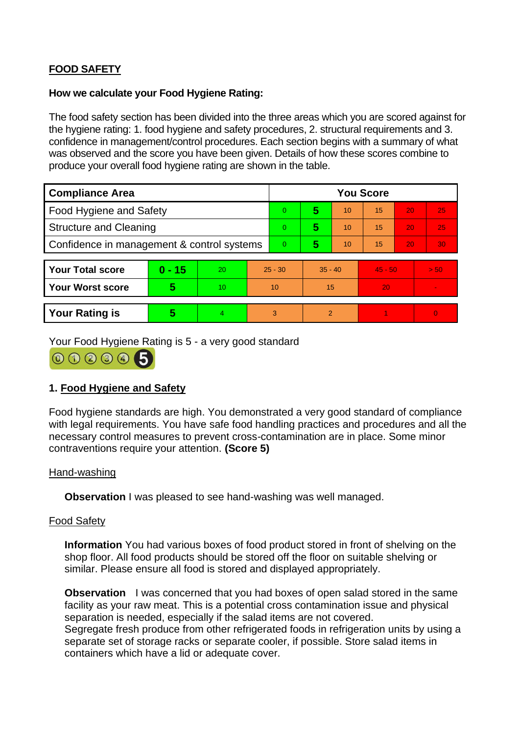**FOOD SAFETY**

**How we calculate your Food Hygiene Rating:**

The food safety section has been divided into the three areas which you are scored against for the hygiene rating: 1. food hygiene and safety procedures, 2. structural requirements and 3. confidence in management/control procedures. Each section begins with a summary of what was observed and the score you have been given. Details of how these scores combine to produce your overall food hygiene rating are shown in the table.

| Compliance Area | You Score | | | | | |
|---|---|---|---|---|---|---|
| Food Hygiene and Safety | 0 | **5** | 10 | 15 | 20 | 25 |
| Structure and Cleaning | 0 | **5** | 10 | 15 | 20 | 25 |
| Confidence in management & control systems | 0 | **5** | 10 | 15 | 20 | 30 |

| | | | | | | |
|---|---|---|---|---|---|---|
| **Your Total score** | **0 - 15** | 20 | 25 - 30 | 35 - 40 | 45 - 50 | > 50 |
| **Your Worst score** | **5** | 10 | 10 | 15 | 20 | - |
| **Your Rating is** | **5** | 4 | 3 | 2 | 1 | 0 |

Your Food Hygiene Rating is 5 - a very good standard

## 1. Food Hygiene and Safety

Food hygiene standards are high. You demonstrated a very good standard of compliance with legal requirements. You have safe food handling practices and procedures and all the necessary control measures to prevent cross-contamination are in place. Some minor contraventions require your attention. **(Score 5)**

Hand-washing

**Observation** I was pleased to see hand-washing was well managed.

Food Safety

**Information** You had various boxes of food product stored in front of shelving on the shop floor. All food products should be stored off the floor on suitable shelving or similar. Please ensure all food is stored and displayed appropriately.

**Observation** I was concerned that you had boxes of open salad stored in the same facility as your raw meat. This is a potential cross contamination issue and physical separation is needed, especially if the salad items are not covered.
Segregate fresh produce from other refrigerated foods in refrigeration units by using a separate set of storage racks or separate cooler, if possible. Store salad items in containers which have a lid or adequate cover.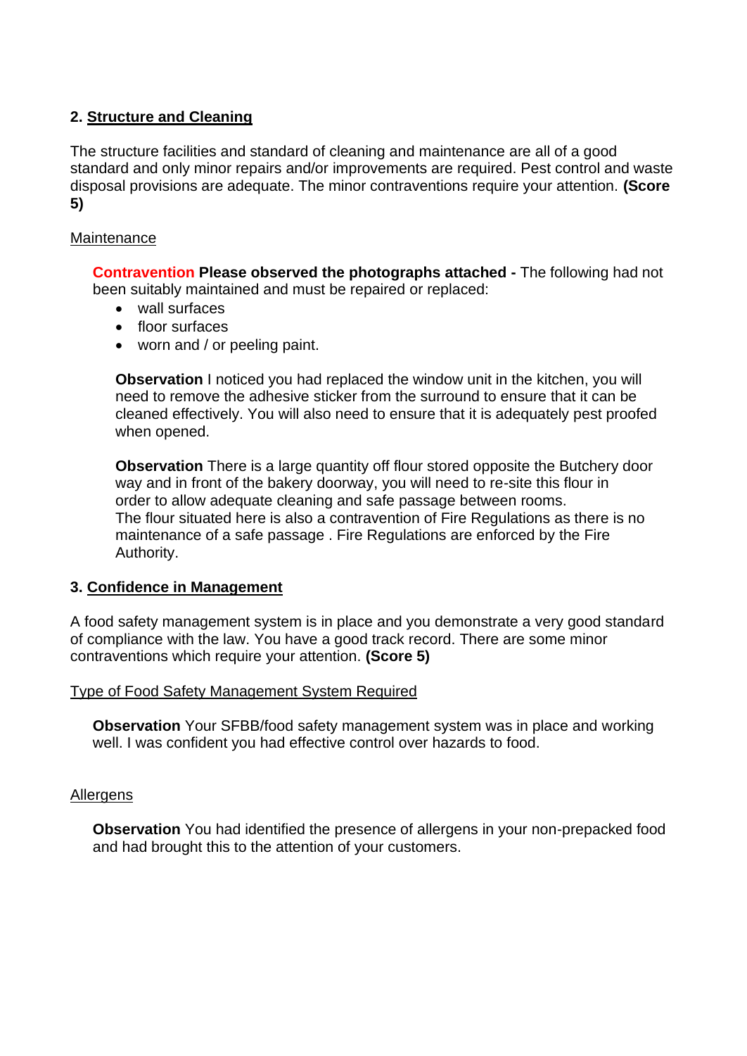## 2. Structure and Cleaning

The structure facilities and standard of cleaning and maintenance are all of a good standard and only minor repairs and/or improvements are required. Pest control and waste disposal provisions are adequate. The minor contraventions require your attention. **(Score 5)**

Maintenance

**Contravention Please observed the photographs attached -** The following had not been suitably maintained and must be repaired or replaced:

- wall surfaces
- floor surfaces
- worn and / or peeling paint.

**Observation** I noticed you had replaced the window unit in the kitchen, you will need to remove the adhesive sticker from the surround to ensure that it can be cleaned effectively. You will also need to ensure that it is adequately pest proofed when opened.

**Observation** There is a large quantity off flour stored opposite the Butchery door way and in front of the bakery doorway, you will need to re-site this flour in order to allow adequate cleaning and safe passage between rooms. The flour situated here is also a contravention of Fire Regulations as there is no maintenance of a safe passage . Fire Regulations are enforced by the Fire Authority.

## 3. Confidence in Management

A food safety management system is in place and you demonstrate a very good standard of compliance with the law. You have a good track record. There are some minor contraventions which require your attention. **(Score 5)**

Type of Food Safety Management System Required

**Observation** Your SFBB/food safety management system was in place and working well. I was confident you had effective control over hazards to food.

Allergens

**Observation** You had identified the presence of allergens in your non-prepacked food and had brought this to the attention of your customers.